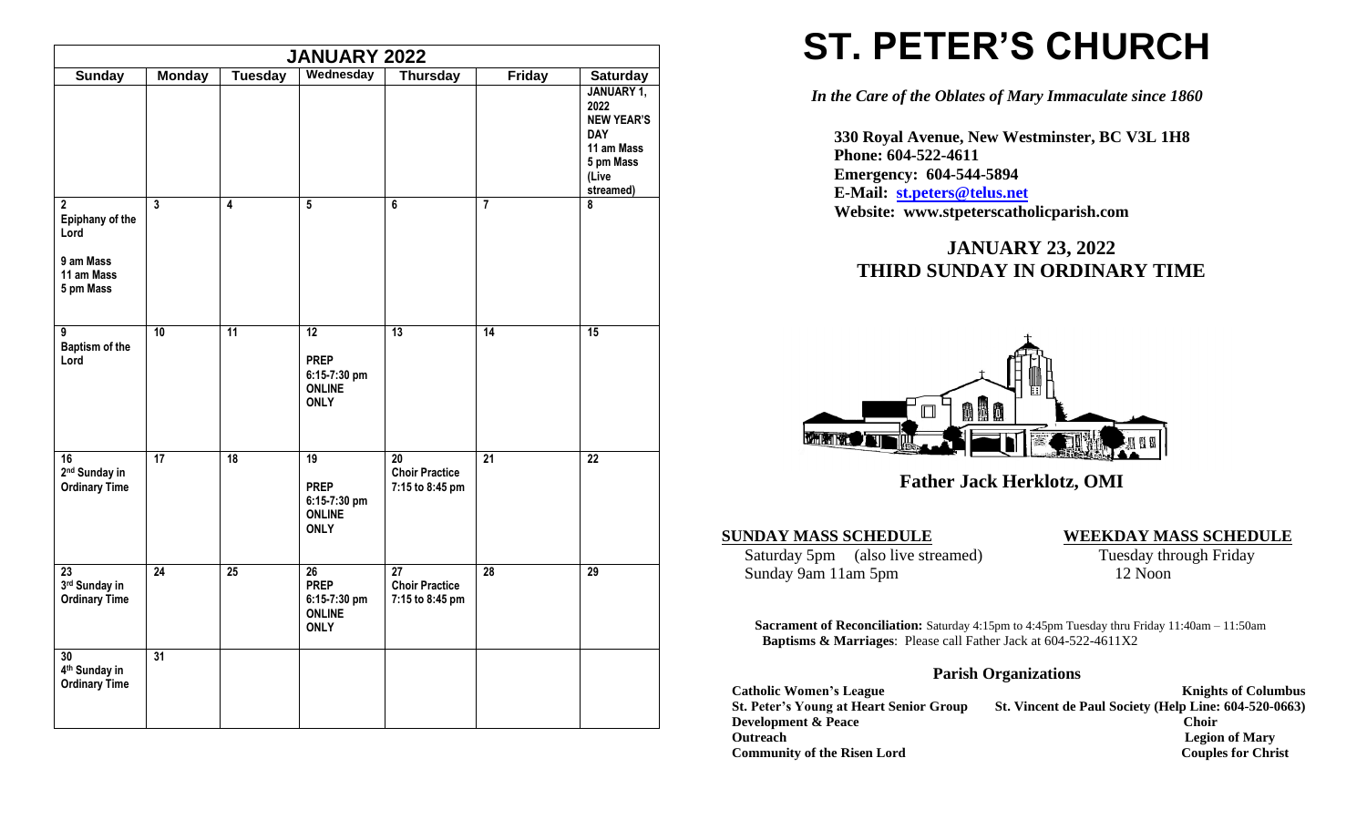| JANUARY 2022 | | | | | | |
|---|---|---|---|---|---|---|
| **Sunday** | **Monday** | **Tuesday** | **Wednesday** | **Thursday** | **Friday** | **Saturday** |
| | | | | | | JANUARY 1, 2022 NEW YEAR'S DAY 11 am Mass 5 pm Mass (Live streamed) |
| 2 Epiphany of the Lord 9 am Mass 11 am Mass 5 pm Mass | 3 | 4 | 5 | 6 | 7 | 8 |
| 9 Baptism of the Lord | 10 | 11 | 12 PREP 6:15-7:30 pm ONLINE ONLY | 13 | 14 | 15 |
| 16 2nd Sunday in Ordinary Time | 17 | 18 | 19 PREP 6:15-7:30 pm ONLINE ONLY | 20 Choir Practice 7:15 to 8:45 pm | 21 | 22 |
| 23 3rd Sunday in Ordinary Time | 24 | 25 | 26 PREP 6:15-7:30 pm ONLINE ONLY | 27 Choir Practice 7:15 to 8:45 pm | 28 | 29 |
| 30 4th Sunday in Ordinary Time | 31 | | | | | |

# ST. PETER'S CHURCH

*In the Care of the Oblates of Mary Immaculate since 1860*

**330 Royal Avenue, New Westminster, BC V3L 1H8**
**Phone: 604-522-4611**
**Emergency: 604-544-5894**
**E-Mail: st.peters@telus.net**
**Website: www.stpeterscatholicparish.com**

## JANUARY 23, 2022
## THIRD SUNDAY IN ORDINARY TIME

**Father Jack Herklotz, OMI**

**SUNDAY MASS SCHEDULE**

Saturday 5pm (also live streamed)
Sunday 9am 11am 5pm

**WEEKDAY MASS SCHEDULE**

Tuesday through Friday
12 Noon

**Sacrament of Reconciliation:** Saturday 4:15pm to 4:45pm Tuesday thru Friday 11:40am – 11:50am
**Baptisms & Marriages**: Please call Father Jack at 604-522-4611X2

### Parish Organizations

**Catholic Women's League**
**Knights of Columbus**
**St. Peter's Young at Heart Senior Group**
**St. Vincent de Paul Society (Help Line: 604-520-0663)**
**Development & Peace**
**Choir**
**Outreach**
**Legion of Mary**
**Community of the Risen Lord**
**Couples for Christ**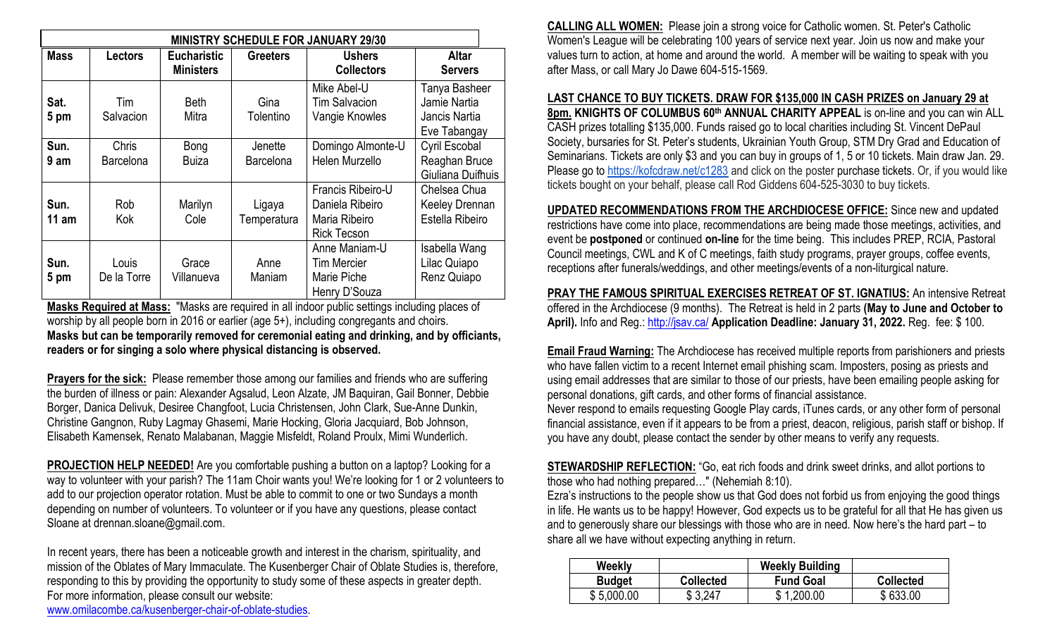| MINISTRY SCHEDULE FOR JANUARY 29/30 | | | | | |
|---|---|---|---|---|---|
| **Mass** | **Lectors** | **Eucharistic Ministers** | **Greeters** | **Ushers Collectors** | **Altar Servers** |
| Sat. 5 pm | Tim Salvacion | Beth Mitra | Gina Tolentino | Mike Abel-U<br>Tim Salvacion<br>Vangie Knowles | Tanya Basheer<br>Jamie Nartia<br>Jancis Nartia<br>Eve Tabangay |
| Sun. 9 am | Chris Barcelona | Bong Buiza | Jenette Barcelona | Domingo Almonte-U<br>Helen Murzello | Cyril Escobal<br>Reaghan Bruce<br>Giuliana Duifhuis |
| Sun. 11 am | Rob Kok | Marilyn Cole | Ligaya Temperatura | Francis Ribeiro-U<br>Daniela Ribeiro<br>Maria Ribeiro<br>Rick Tecson | Chelsea Chua<br>Keeley Drennan<br>Estella Ribeiro |
| Sun. 5 pm | Louis De la Torre | Grace Villanueva | Anne Maniam | Anne Maniam-U<br>Tim Mercier<br>Marie Piche<br>Henry D'Souza | Isabella Wang<br>Lilac Quiapo<br>Renz Quiapo |

**Masks Required at Mass:** "Masks are required in all indoor public settings including places of worship by all people born in 2016 or earlier (age 5+), including congregants and choirs. **Masks but can be temporarily removed for ceremonial eating and drinking, and by officiants, readers or for singing a solo where physical distancing is observed.**

**Prayers for the sick:** Please remember those among our families and friends who are suffering the burden of illness or pain: Alexander Agsalud, Leon Alzate, JM Baquiran, Gail Bonner, Debbie Borger, Danica Delivuk, Desiree Changfoot, Lucia Christensen, John Clark, Sue-Anne Dunkin, Christine Gangnon, Ruby Lagmay Ghasemi, Marie Hocking, Gloria Jacquiard, Bob Johnson, Elisabeth Kamensek, Renato Malabanan, Maggie Misfeldt, Roland Proulx, Mimi Wunderlich.

**PROJECTION HELP NEEDED!** Are you comfortable pushing a button on a laptop? Looking for a way to volunteer with your parish? The 11am Choir wants you! We're looking for 1 or 2 volunteers to add to our projection operator rotation. Must be able to commit to one or two Sundays a month depending on number of volunteers. To volunteer or if you have any questions, please contact Sloane at drennan.sloane@gmail.com.

In recent years, there has been a noticeable growth and interest in the charism, spirituality, and mission of the Oblates of Mary Immaculate. The Kusenberger Chair of Oblate Studies is, therefore, responding to this by providing the opportunity to study some of these aspects in greater depth. For more information, please consult our website: www.omilacombe.ca/kusenberger-chair-of-oblate-studies.

**CALLING ALL WOMEN:** Please join a strong voice for Catholic women. St. Peter's Catholic Women's League will be celebrating 100 years of service next year. Join us now and make your values turn to action, at home and around the world. A member will be waiting to speak with you after Mass, or call Mary Jo Dawe 604-515-1569.

**LAST CHANCE TO BUY TICKETS. DRAW FOR $135,000 IN CASH PRIZES on January 29 at 8pm. KNIGHTS OF COLUMBUS 60th ANNUAL CHARITY APPEAL** is on-line and you can win ALL CASH prizes totalling $135,000. Funds raised go to local charities including St. Vincent DePaul Society, bursaries for St. Peter's students, Ukrainian Youth Group, STM Dry Grad and Education of Seminarians. Tickets are only $3 and you can buy in groups of 1, 5 or 10 tickets. Main draw Jan. 29. Please go to https://kofcdraw.net/c1283 and click on the poster purchase tickets. Or, if you would like tickets bought on your behalf, please call Rod Giddens 604-525-3030 to buy tickets.

**UPDATED RECOMMENDATIONS FROM THE ARCHDIOCESE OFFICE:** Since new and updated restrictions have come into place, recommendations are being made those meetings, activities, and event be **postponed** or continued **on-line** for the time being. This includes PREP, RCIA, Pastoral Council meetings, CWL and K of C meetings, faith study programs, prayer groups, coffee events, receptions after funerals/weddings, and other meetings/events of a non-liturgical nature.

**PRAY THE FAMOUS SPIRITUAL EXERCISES RETREAT OF ST. IGNATIUS:** An intensive Retreat offered in the Archdiocese (9 months). The Retreat is held in 2 parts **(May to June and October to April).** Info and Reg.: http://jsav.ca/ **Application Deadline: January 31, 2022.** Reg. fee: $ 100.

**Email Fraud Warning:** The Archdiocese has received multiple reports from parishioners and priests who have fallen victim to a recent Internet email phishing scam. Imposters, posing as priests and using email addresses that are similar to those of our priests, have been emailing people asking for personal donations, gift cards, and other forms of financial assistance.
Never respond to emails requesting Google Play cards, iTunes cards, or any other form of personal financial assistance, even if it appears to be from a priest, deacon, religious, parish staff or bishop. If you have any doubt, please contact the sender by other means to verify any requests.

**STEWARDSHIP REFLECTION:** "Go, eat rich foods and drink sweet drinks, and allot portions to those who had nothing prepared…" (Nehemiah 8:10).
Ezra's instructions to the people show us that God does not forbid us from enjoying the good things in life. He wants us to be happy! However, God expects us to be grateful for all that He has given us and to generously share our blessings with those who are in need. Now here's the hard part – to share all we have without expecting anything in return.

| Weekly Budget | Collected | Weekly Building Fund Goal | Collected |
|---|---|---|---|
| $ 5,000.00 | $ 3,247 | $ 1,200.00 | $ 633.00 |